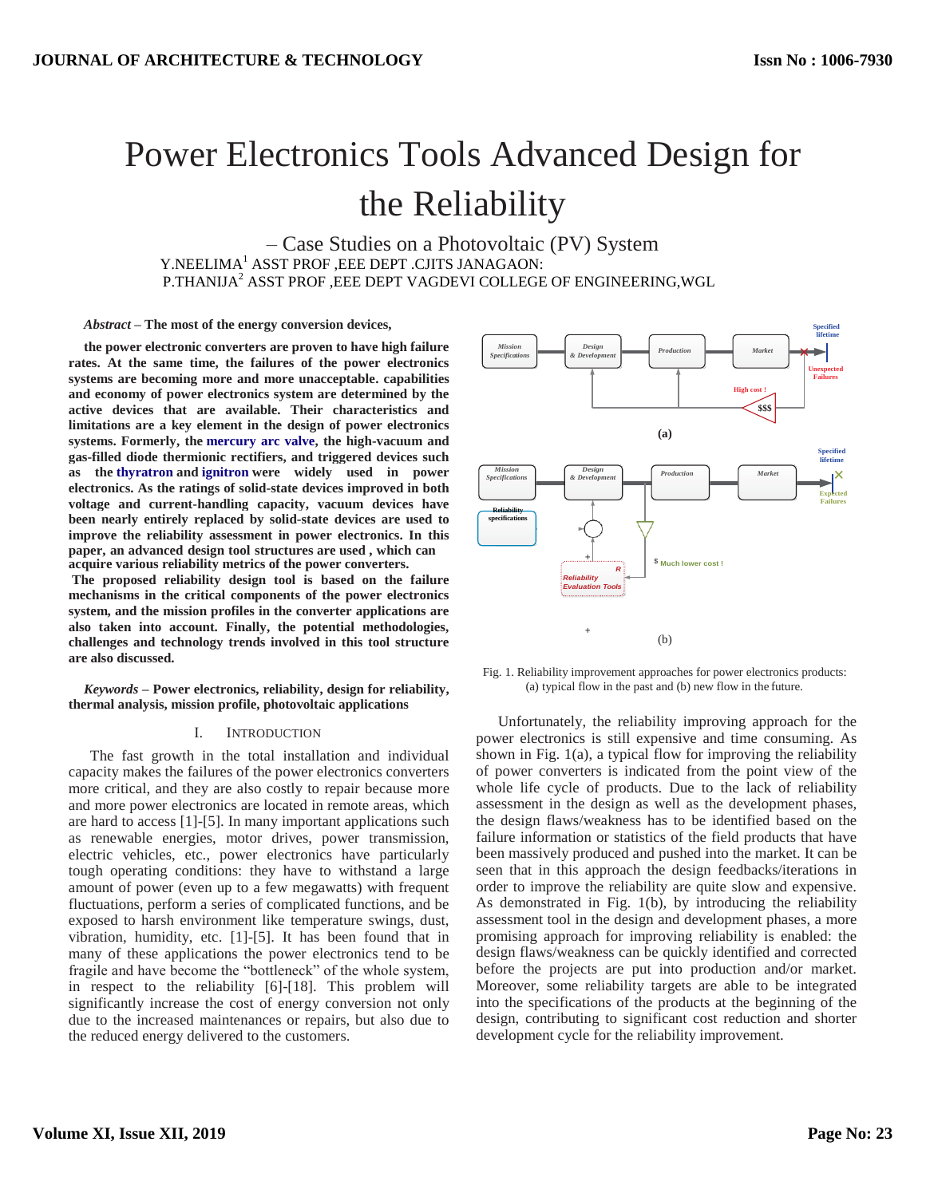# Power Electronics Tools Advanced Design for the Reliability

– Case Studies on a Photovoltaic (PV) System

Y.NEELIMA[1] ASST PROF ,EEE DEPT .CJITS JANAGAON:
P.THANIJA[2] ASST PROF ,EEE DEPT VAGDEVI COLLEGE OF ENGINEERING,WGL

***Abstract* – The most of the energy conversion devices,**

**the power electronic converters are proven to have high failure rates. At the same time, the failures of the power electronics systems are becoming more and more unacceptable. capabilities and economy of power electronics system are determined by the active devices that are available. Their characteristics and limitations are a key element in the design of power electronics systems. Formerly, the mercury arc valve, the high-vacuum and gas-filled diode thermionic rectifiers, and triggered devices such as the thyratron and ignitron were widely used in power electronics. As the ratings of solid-state devices improved in both voltage and current-handling capacity, vacuum devices have been nearly entirely replaced by solid-state devices are used to improve the reliability assessment in power electronics. In this paper, an advanced design tool structures are used , which can acquire various reliability metrics of the power converters. The proposed reliability design tool is based on the failure mechanisms in the critical components of the power electronics system, and the mission profiles in the converter applications are also taken into account. Finally, the potential methodologies, challenges and technology trends involved in this tool structure are also discussed.**

***Keywords* – Power electronics, reliability, design for reliability, thermal analysis, mission profile, photovoltaic applications**

## I. Introduction

The fast growth in the total installation and individual capacity makes the failures of the power electronics converters more critical, and they are also costly to repair because more and more power electronics are located in remote areas, which are hard to access [1]-[5]. In many important applications such as renewable energies, motor drives, power transmission, electric vehicles, etc., power electronics have particularly tough operating conditions: they have to withstand a large amount of power (even up to a few megawatts) with frequent fluctuations, perform a series of complicated functions, and be exposed to harsh environment like temperature swings, dust, vibration, humidity, etc. [1]-[5]. It has been found that in many of these applications the power electronics tend to be fragile and have become the "bottleneck" of the whole system, in respect to the reliability [6]-[18]. This problem will significantly increase the cost of energy conversion not only due to the increased maintenances or repairs, but also due to the reduced energy delivered to the customers.

Mission Specifications
Design & Development
Production
Market
Specified lifetime
Unexpected Failures
High cost !
$$$
(a)

Mission Specifications
Design & Development
Production
Market
Specified lifetime
Expected Failures
Reliability specifications
+
R
Reliability Evaluation Tools
$ Much lower cost !
+
(b)

Fig. 1. Reliability improvement approaches for power electronics products: (a) typical flow in the past and (b) new flow in the future.

Unfortunately, the reliability improving approach for the power electronics is still expensive and time consuming. As shown in Fig. 1(a), a typical flow for improving the reliability of power converters is indicated from the point view of the whole life cycle of products. Due to the lack of reliability assessment in the design as well as the development phases, the design flaws/weakness has to be identified based on the failure information or statistics of the field products that have been massively produced and pushed into the market. It can be seen that in this approach the design feedbacks/iterations in order to improve the reliability are quite slow and expensive. As demonstrated in Fig. 1(b), by introducing the reliability assessment tool in the design and development phases, a more promising approach for improving reliability is enabled: the design flaws/weakness can be quickly identified and corrected before the projects are put into production and/or market. Moreover, some reliability targets are able to be integrated into the specifications of the products at the beginning of the design, contributing to significant cost reduction and shorter development cycle for the reliability improvement.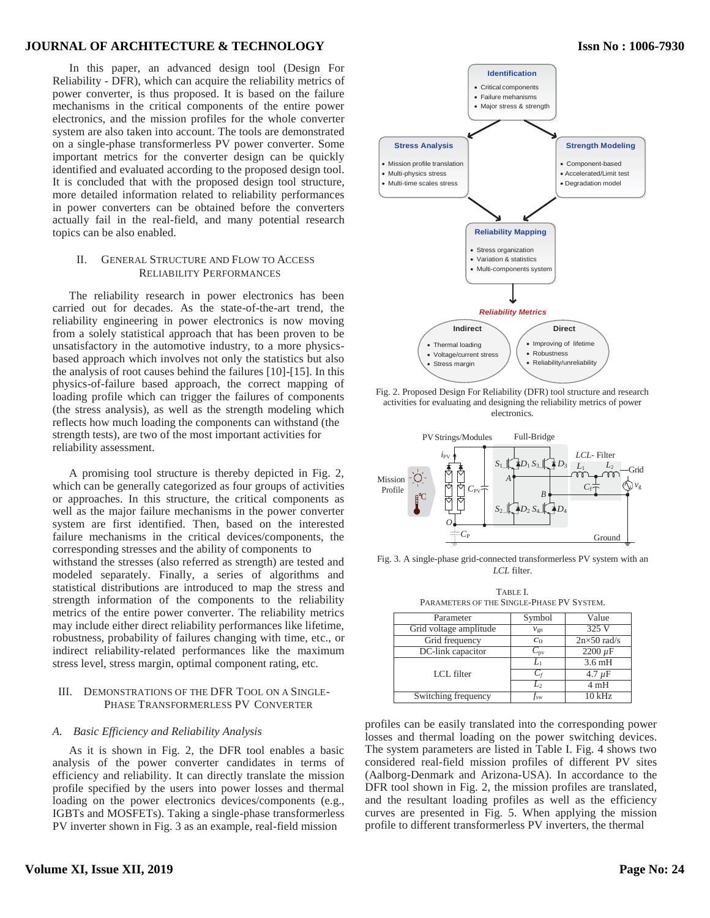In this paper, an advanced design tool (Design For Reliability - DFR), which can acquire the reliability metrics of power converter, is thus proposed. It is based on the failure mechanisms in the critical components of the entire power electronics, and the mission profiles for the whole converter system are also taken into account. The tools are demonstrated on a single-phase transformerless PV power converter. Some important metrics for the converter design can be quickly identified and evaluated according to the proposed design tool. It is concluded that with the proposed design tool structure, more detailed information related to reliability performances in power converters can be obtained before the converters actually fail in the real-field, and many potential research topics can be also enabled.

## II. General Structure and Flow to Access Reliability Performances

The reliability research in power electronics has been carried out for decades. As the state-of-the-art trend, the reliability engineering in power electronics is now moving from a solely statistical approach that has been proven to be unsatisfactory in the automotive industry, to a more physics-based approach which involves not only the statistics but also the analysis of root causes behind the failures [10]-[15]. In this physics-of-failure based approach, the correct mapping of loading profile which can trigger the failures of components (the stress analysis), as well as the strength modeling which reflects how much loading the components can withstand (the strength tests), are two of the most important activities for reliability assessment.

A promising tool structure is thereby depicted in Fig. 2, which can be generally categorized as four groups of activities or approaches. In this structure, the critical components as well as the major failure mechanisms in the power converter system are first identified. Then, based on the interested failure mechanisms in the critical devices/components, the corresponding stresses and the ability of components to withstand the stresses (also referred as strength) are tested and modeled separately. Finally, a series of algorithms and statistical distributions are introduced to map the stress and strength information of the components to the reliability metrics of the entire power converter. The reliability metrics may include either direct reliability performances like lifetime, robustness, probability of failures changing with time, etc., or indirect reliability-related performances like the maximum stress level, stress margin, optimal component rating, etc.

## III. Demonstrations of the DFR Tool on a Single-Phase Transformerless PV Converter

### A. Basic Efficiency and Reliability Analysis

As it is shown in Fig. 2, the DFR tool enables a basic analysis of the power converter candidates in terms of efficiency and reliability. It can directly translate the mission profile specified by the users into power losses and thermal loading on the power electronics devices/components (e.g., IGBTs and MOSFETs). Taking a single-phase transformerless PV inverter shown in Fig. 3 as an example, real-field mission profiles can be easily translated into the corresponding power losses and thermal loading on the power switching devices. The system parameters are listed in Table I. Fig. 4 shows two considered real-field mission profiles of different PV sites (Aalborg-Denmark and Arizona-USA). In accordance to the DFR tool shown in Fig. 2, the mission profiles are translated, and the resultant loading profiles as well as the efficiency curves are presented in Fig. 5. When applying the mission profile to different transformerless PV inverters, the thermal

Identification
- Critical components
- Failure mehanisms
- Major stress & strength

Stress Analysis
- Mission profile translation
- Multi-physics stress
- Multi-time scales stress

Strength Modeling
- Component-based
- Accelerated/Limit test
- Degradation model

Reliability Mapping
- Stress organization
- Variation & statistics
- Multi-components system

Reliability Metrics

Indirect
- Thermal loading
- Voltage/current stress
- Stress margin

Direct
- Improving of lifetime
- Robustness
- Reliability/unreliability

Fig. 2. Proposed Design For Reliability (DFR) tool structure and research activities for evaluating and designing the reliability metrics of power electronics.

PV Strings/Modules
Full-Bridge
Mission Profile
$i_{PV}$
$C_{PV}$
$S_1$ $D_1$ $S_3$ $D_3$
$S_2$ $D_2$ $S_4$ $D_4$
A
B
O
$C_P$
LCL- Filter
$L_1$ $L_2$
$C_f$
Grid
$v_g$
Ground

Fig. 3. A single-phase grid-connected transformerless PV system with an *LCL* filter.

TABLE I.
PARAMETERS OF THE SINGLE-PHASE PV SYSTEM.

| Parameter | Symbol | Value |
|---|---|---|
| Grid voltage amplitude | $v_{gn}$ | 325 V |
| Grid frequency | $\omega_0$ | 2n×50 rad/s |
| DC-link capacitor | $C_{pv}$ | 2200 $\mu$F |
| LCL filter | $L_1$ | 3.6 mH |
| | $C_f$ | 4.7 $\mu$F |
| | $L_2$ | 4 mH |
| Switching frequency | $f_{sw}$ | 10 kHz |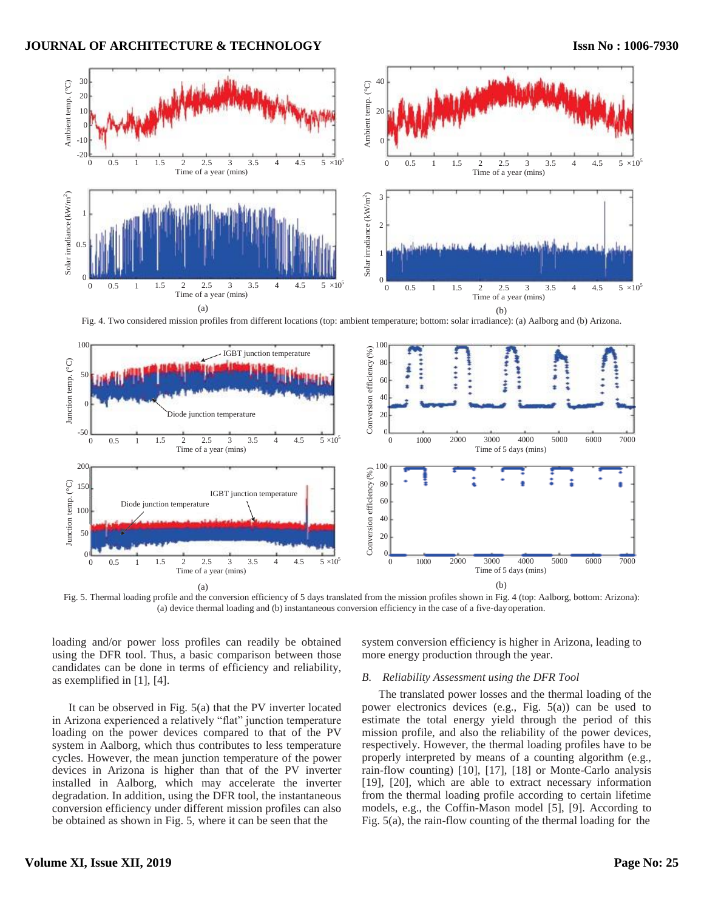Fig. 4. Two considered mission profiles from different locations (top: ambient temperature; bottom: solar irradiance): (a) Aalborg and (b) Arizona.

Fig. 5. Thermal loading profile and the conversion efficiency of 5 days translated from the mission profiles shown in Fig. 4 (top: Aalborg, bottom: Arizona): (a) device thermal loading and (b) instantaneous conversion efficiency in the case of a five-day operation.

loading and/or power loss profiles can readily be obtained using the DFR tool. Thus, a basic comparison between those candidates can be done in terms of efficiency and reliability, as exemplified in [1], [4].

It can be observed in Fig. 5(a) that the PV inverter located in Arizona experienced a relatively "flat" junction temperature loading on the power devices compared to that of the PV system in Aalborg, which thus contributes to less temperature cycles. However, the mean junction temperature of the power devices in Arizona is higher than that of the PV inverter installed in Aalborg, which may accelerate the inverter degradation. In addition, using the DFR tool, the instantaneous conversion efficiency under different mission profiles can also be obtained as shown in Fig. 5, where it can be seen that the system conversion efficiency is higher in Arizona, leading to more energy production through the year.

### B. Reliability Assessment using the DFR Tool

The translated power losses and the thermal loading of the power electronics devices (e.g., Fig. 5(a)) can be used to estimate the total energy yield through the period of this mission profile, and also the reliability of the power devices, respectively. However, the thermal loading profiles have to be properly interpreted by means of a counting algorithm (e.g., rain-flow counting) [10], [17], [18] or Monte-Carlo analysis [19], [20], which are able to extract necessary information from the thermal loading profile according to certain lifetime models, e.g., the Coffin-Mason model [5], [9]. According to Fig. 5(a), the rain-flow counting of the thermal loading for the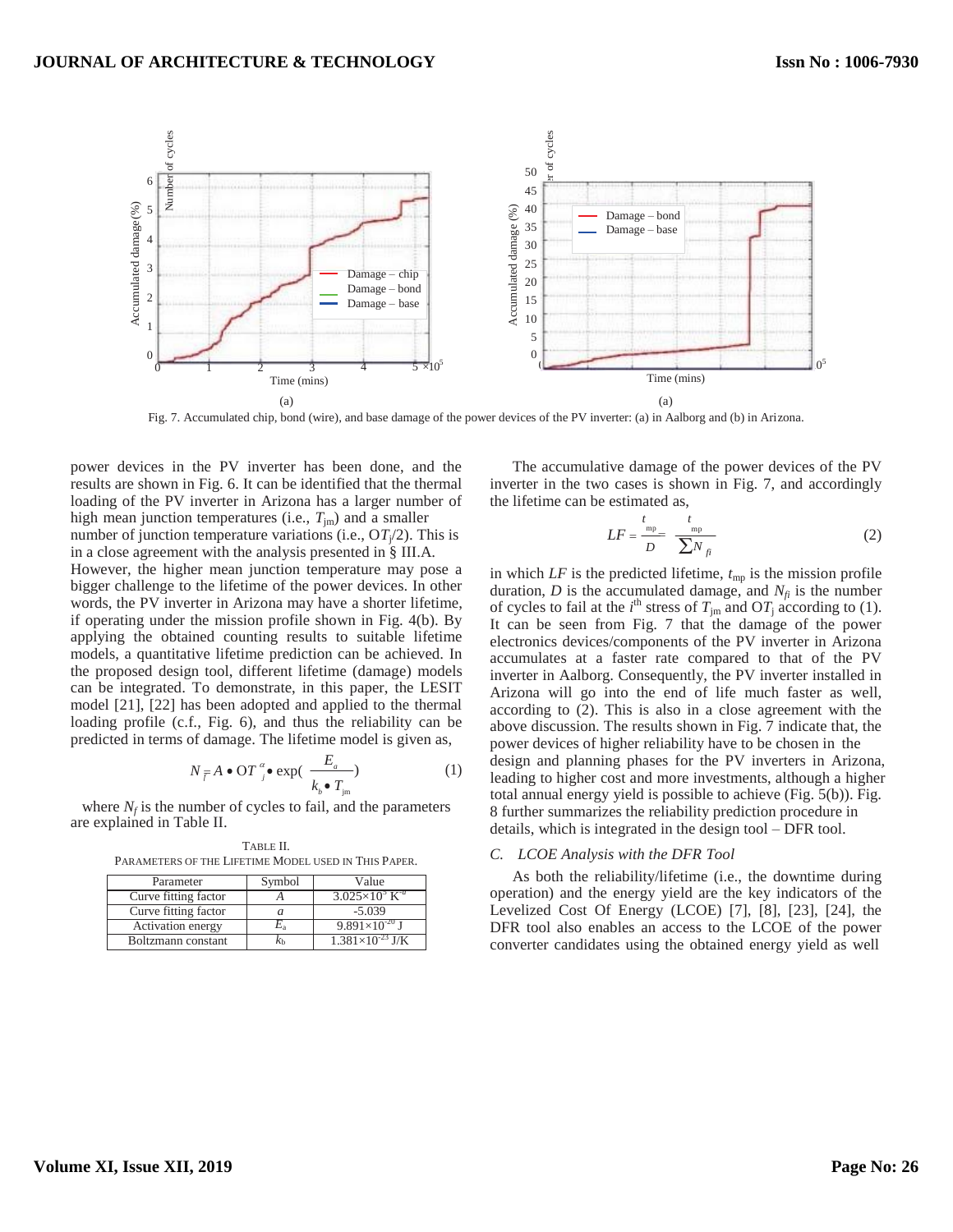Fig. 7. Accumulated chip, bond (wire), and base damage of the power devices of the PV inverter: (a) in Aalborg and (b) in Arizona.

power devices in the PV inverter has been done, and the results are shown in Fig. 6. It can be identified that the thermal loading of the PV inverter in Arizona has a larger number of high mean junction temperatures (i.e., $T_{jm}$) and a smaller number of junction temperature variations (i.e., $\Delta T_j/2$). This is in a close agreement with the analysis presented in § III.A. However, the higher mean junction temperature may pose a bigger challenge to the lifetime of the power devices. In other words, the PV inverter in Arizona may have a shorter lifetime, if operating under the mission profile shown in Fig. 4(b). By applying the obtained counting results to suitable lifetime models, a quantitative lifetime prediction can be achieved. In the proposed design tool, different lifetime (damage) models can be integrated. To demonstrate, in this paper, the LESIT model [21], [22] has been adopted and applied to the thermal loading profile (c.f., Fig. 6), and thus the reliability can be predicted in terms of damage. The lifetime model is given as,

$$N_f = A \bullet \Delta T_j^{\alpha} \bullet \exp\left(\frac{E_a}{k_b \bullet T_{jm}}\right) \tag{1}$$

where $N_f$ is the number of cycles to fail, and the parameters are explained in Table II.

TABLE II.
PARAMETERS OF THE LIFETIME MODEL USED IN THIS PAPER.

| Parameter | Symbol | Value |
|---|---|---|
| Curve fitting factor | $A$ | $3.025\times10^{5}$ $K^{-\alpha}$ |
| Curve fitting factor | $\alpha$ | -5.039 |
| Activation energy | $E_a$ | $9.891\times10^{-20}$ J |
| Boltzmann constant | $k_b$ | $1.381\times10^{-23}$ J/K |

The accumulative damage of the power devices of the PV inverter in the two cases is shown in Fig. 7, and accordingly the lifetime can be estimated as,

$$LF = \frac{t_{mp}}{D} = \frac{t_{mp}}{\sum N_{fi}} \tag{2}$$

in which $LF$ is the predicted lifetime, $t_{mp}$ is the mission profile duration, $D$ is the accumulated damage, and $N_{fi}$ is the number of cycles to fail at the $i^{th}$ stress of $T_{jm}$ and $\Delta T_j$ according to (1). It can be seen from Fig. 7 that the damage of the power electronics devices/components of the PV inverter in Arizona accumulates at a faster rate compared to that of the PV inverter in Aalborg. Consequently, the PV inverter installed in Arizona will go into the end of life much faster as well, according to (2). This is also in a close agreement with the above discussion. The results shown in Fig. 7 indicate that, the power devices of higher reliability have to be chosen in the design and planning phases for the PV inverters in Arizona, leading to higher cost and more investments, although a higher total annual energy yield is possible to achieve (Fig. 5(b)). Fig. 8 further summarizes the reliability prediction procedure in details, which is integrated in the design tool – DFR tool.

### C. *LCOE Analysis with the DFR Tool*

As both the reliability/lifetime (i.e., the downtime during operation) and the energy yield are the key indicators of the Levelized Cost Of Energy (LCOE) [7], [8], [23], [24], the DFR tool also enables an access to the LCOE of the power converter candidates using the obtained energy yield as well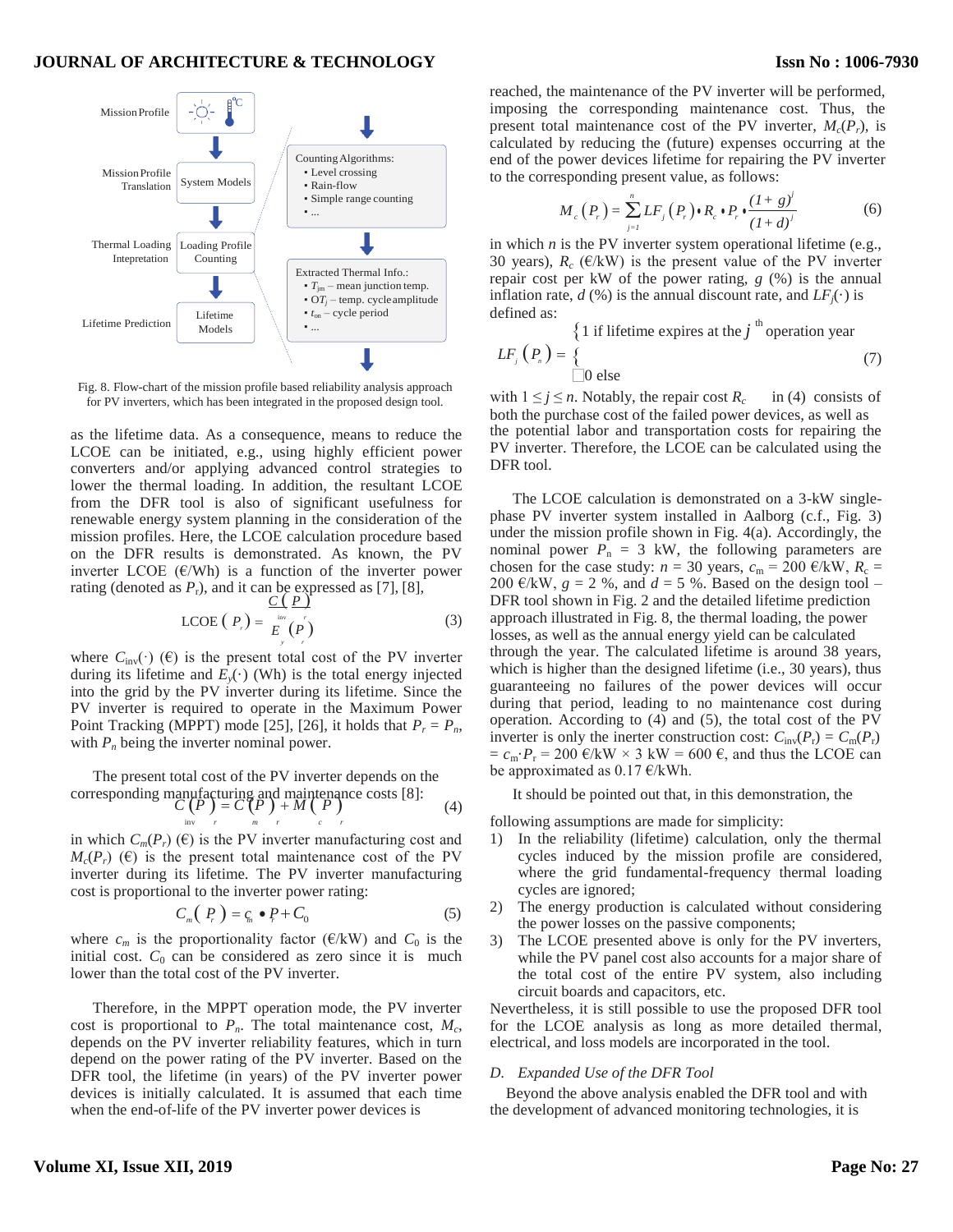Fig. 8. Flow-chart of the mission profile based reliability analysis approach for PV inverters, which has been integrated in the proposed design tool.

as the lifetime data. As a consequence, means to reduce the LCOE can be initiated, e.g., using highly efficient power converters and/or applying advanced control strategies to lower the thermal loading. In addition, the resultant LCOE from the DFR tool is also of significant usefulness for renewable energy system planning in the consideration of the mission profiles. Here, the LCOE calculation procedure based on the DFR results is demonstrated. As known, the PV inverter LCOE (€/Wh) is a function of the inverter power rating (denoted as $P_r$), and it can be expressed as [7], [8],

$$\text{LCOE}\left(P_r\right) = \frac{C_{\text{inv}}\left(P_r\right)}{E_y\left(P_r\right)} \tag{3}$$

where $C_{\text{inv}}(\cdot)$ (€) is the present total cost of the PV inverter during its lifetime and $E_y(\cdot)$ (Wh) is the total energy injected into the grid by the PV inverter during its lifetime. Since the PV inverter is required to operate in the Maximum Power Point Tracking (MPPT) mode [25], [26], it holds that $P_r = P_n$, with $P_n$ being the inverter nominal power.

The present total cost of the PV inverter depends on the corresponding manufacturing and maintenance costs [8]:

$$C_{\text{inv}}\left(P_r\right) = C_m\left(P_r\right) + M_c\left(P_r\right) \tag{4}$$

in which $C_m(P_r)$ (€) is the PV inverter manufacturing cost and $M_c(P_r)$ (€) is the present total maintenance cost of the PV inverter during its lifetime. The PV inverter manufacturing cost is proportional to the inverter power rating:

$$C_m\left(P_r\right) = c_m \bullet P_r + C_0 \tag{5}$$

where $c_m$ is the proportionality factor (€/kW) and $C_0$ is the initial cost. $C_0$ can be considered as zero since it is much lower than the total cost of the PV inverter.

Therefore, in the MPPT operation mode, the PV inverter cost is proportional to $P_n$. The total maintenance cost, $M_c$, depends on the PV inverter reliability features, which in turn depend on the power rating of the PV inverter. Based on the DFR tool, the lifetime (in years) of the PV inverter power devices is initially calculated. It is assumed that each time when the end-of-life of the PV inverter power devices is reached, the maintenance of the PV inverter will be performed, imposing the corresponding maintenance cost. Thus, the present total maintenance cost of the PV inverter, $M_c(P_r)$, is calculated by reducing the (future) expenses occurring at the end of the power devices lifetime for repairing the PV inverter to the corresponding present value, as follows:

$$M_c\left(P_r\right) = \sum_{j=1}^{n} LF_j\left(P_r\right) \bullet R_c \bullet P_r \bullet \frac{(1+g)^j}{(1+d)^j} \tag{6}$$

in which $n$ is the PV inverter system operational lifetime (e.g., 30 years), $R_c$ (€/kW) is the present value of the PV inverter repair cost per kW of the power rating, $g$ (%) is the annual inflation rate, $d$ (%) is the annual discount rate, and $LF_j(\cdot)$ is defined as:

$$LF_j\left(P_n\right) = \begin{cases} 1 \text{ if lifetime expires at the } j^{\text{th}} \text{ operation year} \\ 0 \text{ else} \end{cases} \tag{7}$$

with $1 \le j \le n$. Notably, the repair cost $R_c$ in (4) consists of both the purchase cost of the failed power devices, as well as the potential labor and transportation costs for repairing the PV inverter. Therefore, the LCOE can be calculated using the DFR tool.

The LCOE calculation is demonstrated on a 3-kW single-phase PV inverter system installed in Aalborg (c.f., Fig. 3) under the mission profile shown in Fig. 4(a). Accordingly, the nominal power $P_n$ = 3 kW, the following parameters are chosen for the case study: $n$ = 30 years, $c_m$ = 200 €/kW, $R_c$ = 200 €/kW, $g$ = 2 %, and $d$ = 5 %. Based on the design tool – DFR tool shown in Fig. 2 and the detailed lifetime prediction approach illustrated in Fig. 8, the thermal loading, the power losses, as well as the annual energy yield can be calculated through the year. The calculated lifetime is around 38 years, which is higher than the designed lifetime (i.e., 30 years), thus guaranteeing no failures of the power devices will occur during that period, leading to no maintenance cost during operation. According to (4) and (5), the total cost of the PV inverter is only the inerter construction cost: $C_{\text{inv}}(P_r) = C_m(P_r) = c_m \cdot P_r$ = 200 €/kW × 3 kW = 600 €, and thus the LCOE can be approximated as 0.17 €/kWh.

It should be pointed out that, in this demonstration, the following assumptions are made for simplicity:

1) In the reliability (lifetime) calculation, only the thermal cycles induced by the mission profile are considered, where the grid fundamental-frequency thermal loading cycles are ignored;
2) The energy production is calculated without considering the power losses on the passive components;
3) The LCOE presented above is only for the PV inverters, while the PV panel cost also accounts for a major share of the total cost of the entire PV system, also including circuit boards and capacitors, etc.

Nevertheless, it is still possible to use the proposed DFR tool for the LCOE analysis as long as more detailed thermal, electrical, and loss models are incorporated in the tool.

### *D. Expanded Use of the DFR Tool*

Beyond the above analysis enabled the DFR tool and with the development of advanced monitoring technologies, it is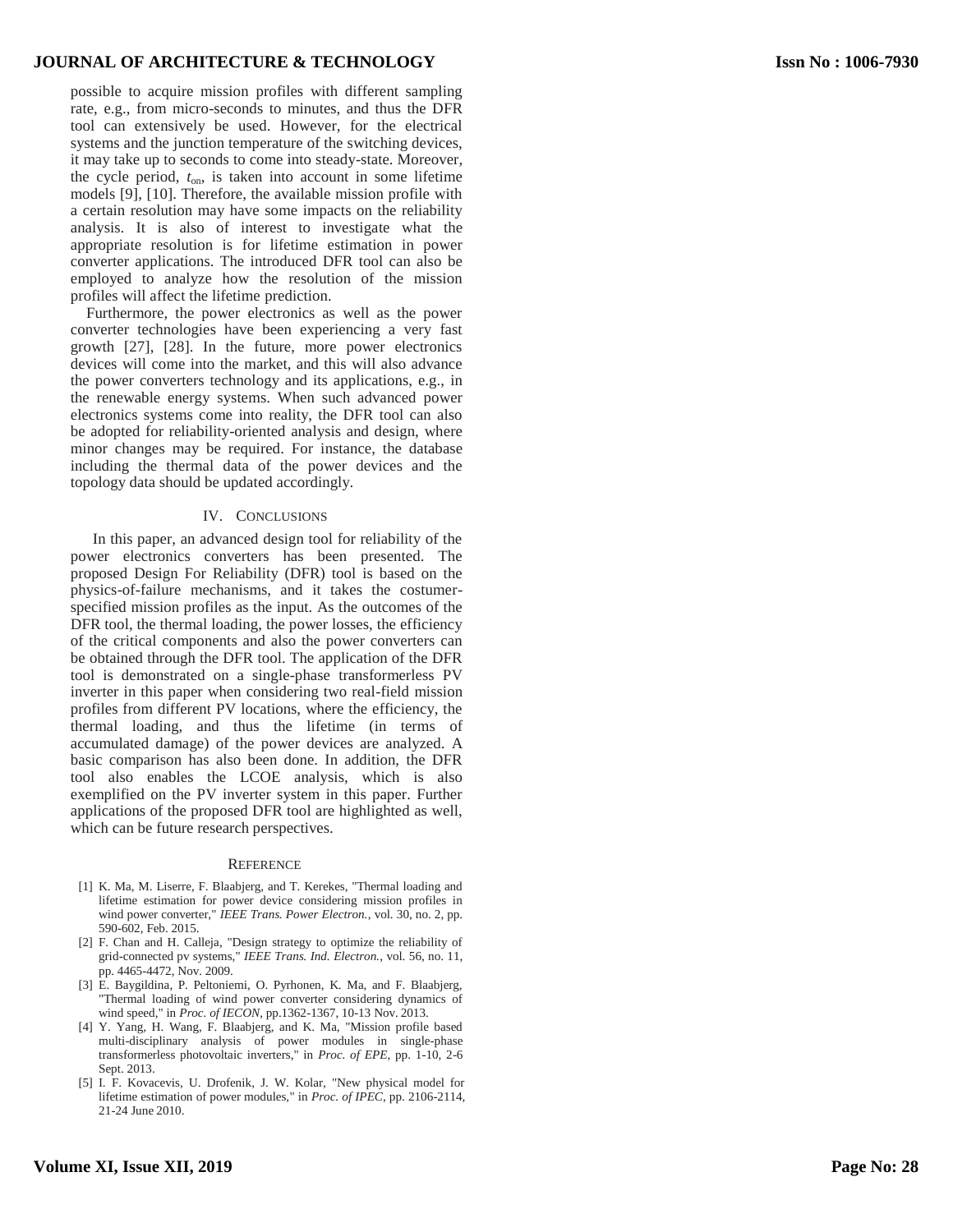possible to acquire mission profiles with different sampling rate, e.g., from micro-seconds to minutes, and thus the DFR tool can extensively be used. However, for the electrical systems and the junction temperature of the switching devices, it may take up to seconds to come into steady-state. Moreover, the cycle period, $t_{on}$, is taken into account in some lifetime models [9], [10]. Therefore, the available mission profile with a certain resolution may have some impacts on the reliability analysis. It is also of interest to investigate what the appropriate resolution is for lifetime estimation in power converter applications. The introduced DFR tool can also be employed to analyze how the resolution of the mission profiles will affect the lifetime prediction.

Furthermore, the power electronics as well as the power converter technologies have been experiencing a very fast growth [27], [28]. In the future, more power electronics devices will come into the market, and this will also advance the power converters technology and its applications, e.g., in the renewable energy systems. When such advanced power electronics systems come into reality, the DFR tool can also be adopted for reliability-oriented analysis and design, where minor changes may be required. For instance, the database including the thermal data of the power devices and the topology data should be updated accordingly.

## IV. Conclusions

In this paper, an advanced design tool for reliability of the power electronics converters has been presented. The proposed Design For Reliability (DFR) tool is based on the physics-of-failure mechanisms, and it takes the costumer-specified mission profiles as the input. As the outcomes of the DFR tool, the thermal loading, the power losses, the efficiency of the critical components and also the power converters can be obtained through the DFR tool. The application of the DFR tool is demonstrated on a single-phase transformerless PV inverter in this paper when considering two real-field mission profiles from different PV locations, where the efficiency, the thermal loading, and thus the lifetime (in terms of accumulated damage) of the power devices are analyzed. A basic comparison has also been done. In addition, the DFR tool also enables the LCOE analysis, which is also exemplified on the PV inverter system in this paper. Further applications of the proposed DFR tool are highlighted as well, which can be future research perspectives.

## Reference

[1] K. Ma, M. Liserre, F. Blaabjerg, and T. Kerekes, "Thermal loading and lifetime estimation for power device considering mission profiles in wind power converter," *IEEE Trans. Power Electron.*, vol. 30, no. 2, pp. 590-602, Feb. 2015.

[2] F. Chan and H. Calleja, "Design strategy to optimize the reliability of grid-connected pv systems," *IEEE Trans. Ind. Electron.*, vol. 56, no. 11, pp. 4465-4472, Nov. 2009.

[3] E. Baygildina, P. Peltoniemi, O. Pyrhonen, K. Ma, and F. Blaabjerg, "Thermal loading of wind power converter considering dynamics of wind speed," in *Proc. of IECON*, pp.1362-1367, 10-13 Nov. 2013.

[4] Y. Yang, H. Wang, F. Blaabjerg, and K. Ma, "Mission profile based multi-disciplinary analysis of power modules in single-phase transformerless photovoltaic inverters," in *Proc. of EPE*, pp. 1-10, 2-6 Sept. 2013.

[5] I. F. Kovacevis, U. Drofenik, J. W. Kolar, "New physical model for lifetime estimation of power modules," in *Proc. of IPEC*, pp. 2106-2114, 21-24 June 2010.